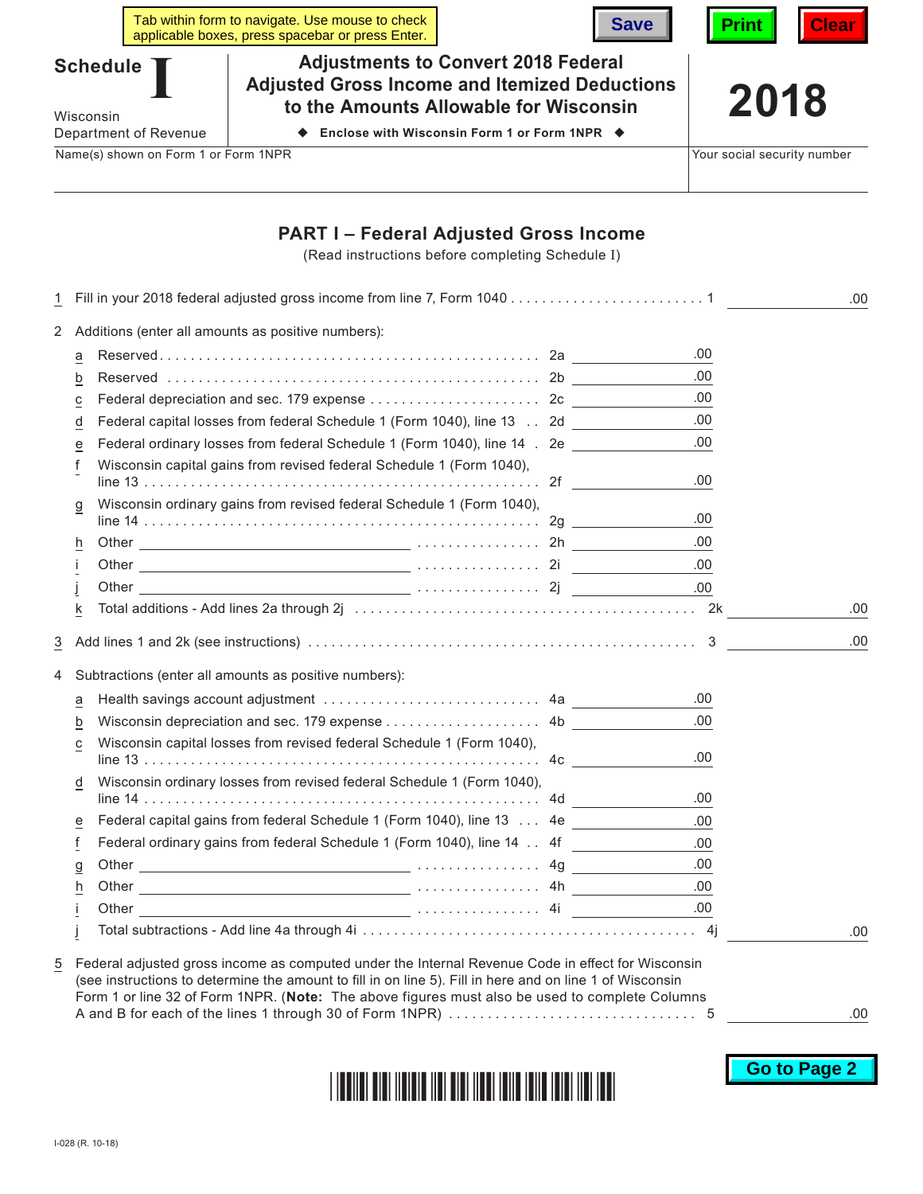# Schedule I

Wisconsin Department of Revenue

## Adjustments to Convert 2018 Federal Adjusted Gross Income and Itemized Deductions to the Amounts Allowable for Wisconsin

◆ **Enclose with Wisconsin Form 1 or Form 1NPR** ◆

**2018**

Name(s) shown on Form 1 or Form 1NPR | Your social security number

## PART I – Federal Adjusted Gross Income

(Read instructions before completing Schedule I)

| Line | Description | Sub-line | Amount | Line | Amount |
|---|---|---|---|---|---|
| 1 | Fill in your 2018 federal adjusted gross income from line 7, Form 1040 | | | 1 | .00 |
| 2 | Additions (enter all amounts as positive numbers): | | | | |
| a | Reserved | 2a | .00 | | |
| b | Reserved | 2b | .00 | | |
| c | Federal depreciation and sec. 179 expense | 2c | .00 | | |
| d | Federal capital losses from federal Schedule 1 (Form 1040), line 13 | 2d | .00 | | |
| e | Federal ordinary losses from federal Schedule 1 (Form 1040), line 14 | 2e | .00 | | |
| f | Wisconsin capital gains from revised federal Schedule 1 (Form 1040), line 13 | 2f | .00 | | |
| g | Wisconsin ordinary gains from revised federal Schedule 1 (Form 1040), line 14 | 2g | .00 | | |
| h | Other ______________ | 2h | .00 | | |
| i | Other ______________ | 2i | .00 | | |
| j | Other ______________ | 2j | .00 | | |
| k | Total additions - Add lines 2a through 2j | | | 2k | .00 |
| 3 | Add lines 1 and 2k (see instructions) | | | 3 | .00 |
| 4 | Subtractions (enter all amounts as positive numbers): | | | | |
| a | Health savings account adjustment | 4a | .00 | | |
| b | Wisconsin depreciation and sec. 179 expense | 4b | .00 | | |
| c | Wisconsin capital losses from revised federal Schedule 1 (Form 1040), line 13 | 4c | .00 | | |
| d | Wisconsin ordinary losses from revised federal Schedule 1 (Form 1040), line 14 | 4d | .00 | | |
| e | Federal capital gains from federal Schedule 1 (Form 1040), line 13 | 4e | .00 | | |
| f | Federal ordinary gains from federal Schedule 1 (Form 1040), line 14 | 4f | .00 | | |
| g | Other ______________ | 4g | .00 | | |
| h | Other ______________ | 4h | .00 | | |
| i | Other ______________ | 4i | .00 | | |
| j | Total subtractions - Add line 4a through 4i | | | 4j | .00 |
| 5 | Federal adjusted gross income as computed under the Internal Revenue Code in effect for Wisconsin (see instructions to determine the amount to fill in on line 5). Fill in here and on line 1 of Wisconsin Form 1 or line 32 of Form 1NPR. (**Note:** The above figures must also be used to complete Columns A and B for each of the lines 1 through 30 of Form 1NPR) | | | 5 | .00 |

I-028 (R. 10-18)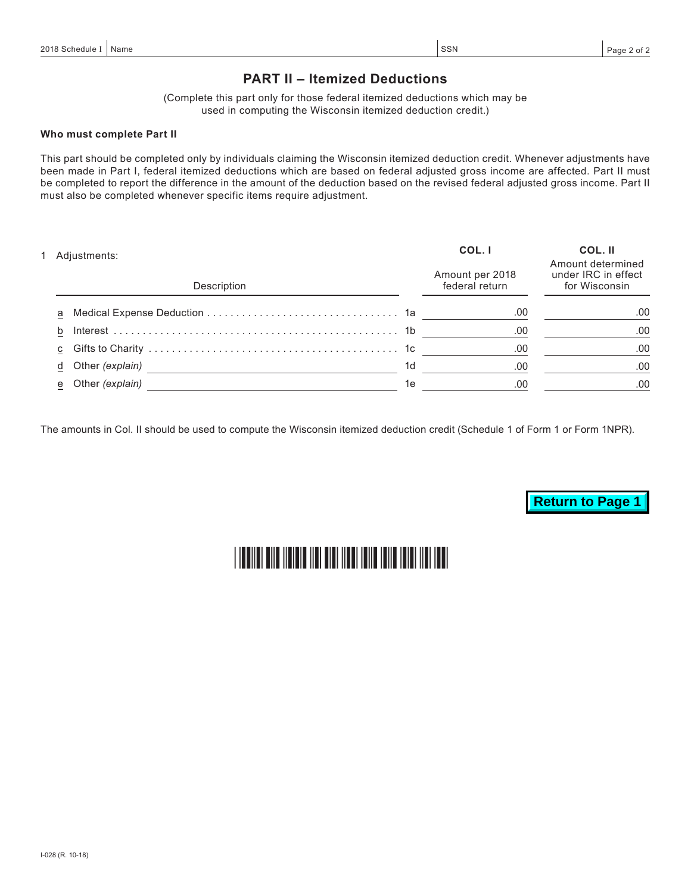## PART II – Itemized Deductions

(Complete this part only for those federal itemized deductions which may be used in computing the Wisconsin itemized deduction credit.)

**Who must complete Part II**

This part should be completed only by individuals claiming the Wisconsin itemized deduction credit. Whenever adjustments have been made in Part I, federal itemized deductions which are based on federal adjusted gross income are affected. Part II must be completed to report the difference in the amount of the deduction based on the revised federal adjusted gross income. Part II must also be completed whenever specific items require adjustment.

1 Adjustments:

| Description | | COL. I Amount per 2018 federal return | COL. II Amount determined under IRC in effect for Wisconsin |
|---|---|---|---|
| a Medical Expense Deduction | 1a | .00 | .00 |
| b Interest | 1b | .00 | .00 |
| c Gifts to Charity | 1c | .00 | .00 |
| d Other *(explain)* | 1d | .00 | .00 |
| e Other *(explain)* | 1e | .00 | .00 |

The amounts in Col. II should be used to compute the Wisconsin itemized deduction credit (Schedule 1 of Form 1 or Form 1NPR).

Return to Page 1

I-028 (R. 10-18)